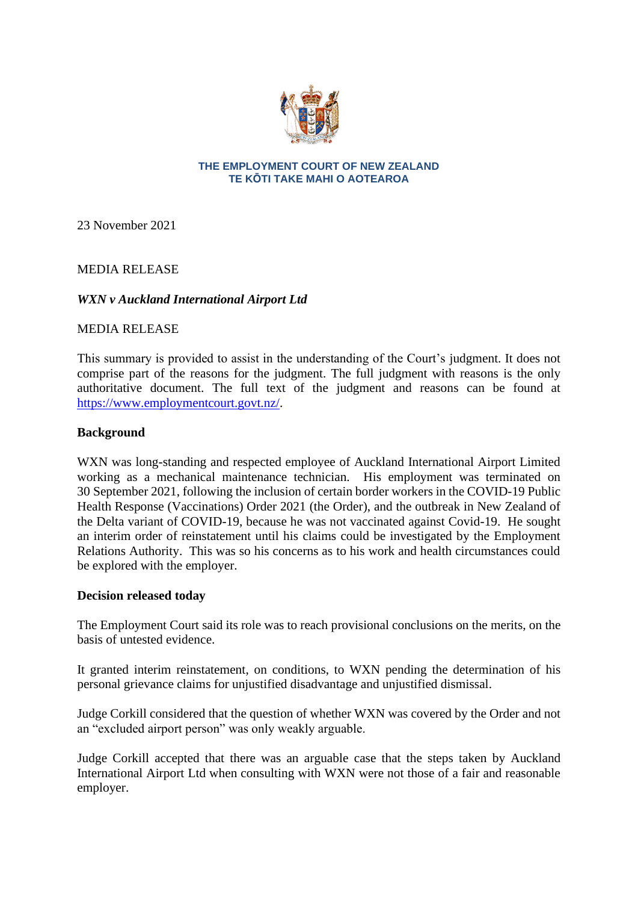**THE EMPLOYMENT COURT OF NEW ZEALAND**
**TE KŌTI TAKE MAHI O AOTEAROA**

23 November 2021

MEDIA RELEASE

***WXN v Auckland International Airport Ltd***

MEDIA RELEASE

This summary is provided to assist in the understanding of the Court's judgment. It does not comprise part of the reasons for the judgment. The full judgment with reasons is the only authoritative document. The full text of the judgment and reasons can be found at https://www.employmentcourt.govt.nz/.

**Background**

WXN was long-standing and respected employee of Auckland International Airport Limited working as a mechanical maintenance technician. His employment was terminated on 30 September 2021, following the inclusion of certain border workers in the COVID-19 Public Health Response (Vaccinations) Order 2021 (the Order), and the outbreak in New Zealand of the Delta variant of COVID-19, because he was not vaccinated against Covid-19. He sought an interim order of reinstatement until his claims could be investigated by the Employment Relations Authority. This was so his concerns as to his work and health circumstances could be explored with the employer.

**Decision released today**

The Employment Court said its role was to reach provisional conclusions on the merits, on the basis of untested evidence.

It granted interim reinstatement, on conditions, to WXN pending the determination of his personal grievance claims for unjustified disadvantage and unjustified dismissal.

Judge Corkill considered that the question of whether WXN was covered by the Order and not an "excluded airport person" was only weakly arguable.

Judge Corkill accepted that there was an arguable case that the steps taken by Auckland International Airport Ltd when consulting with WXN were not those of a fair and reasonable employer.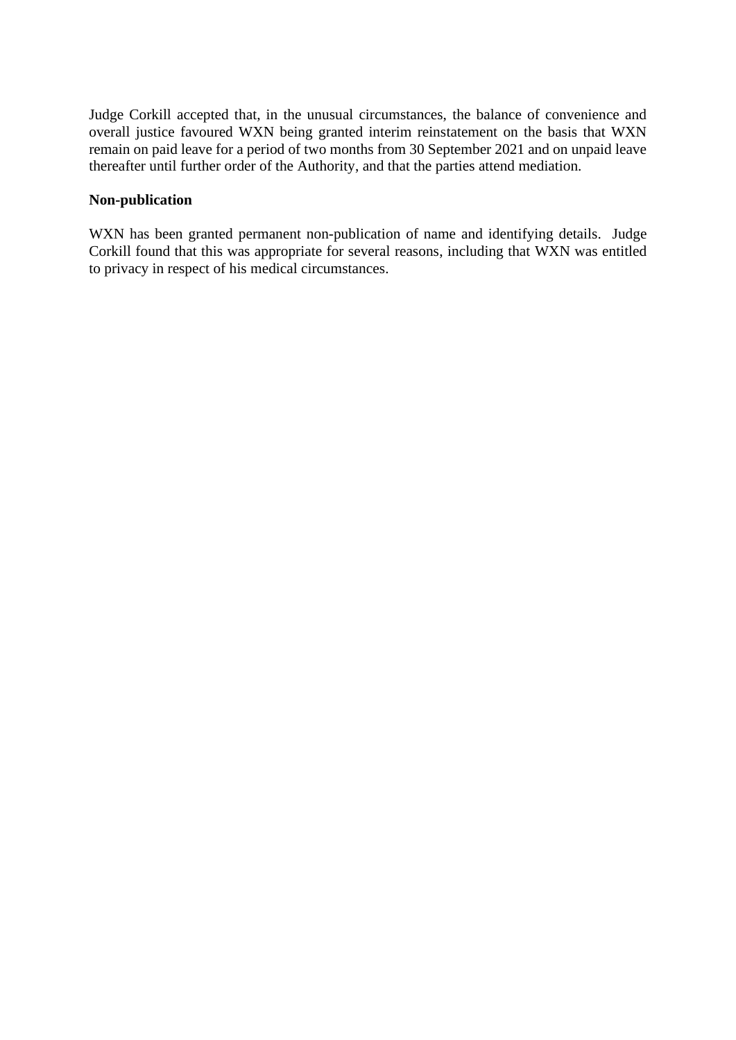Judge Corkill accepted that, in the unusual circumstances, the balance of convenience and overall justice favoured WXN being granted interim reinstatement on the basis that WXN remain on paid leave for a period of two months from 30 September 2021 and on unpaid leave thereafter until further order of the Authority, and that the parties attend mediation.

**Non-publication**

WXN has been granted permanent non-publication of name and identifying details. Judge Corkill found that this was appropriate for several reasons, including that WXN was entitled to privacy in respect of his medical circumstances.